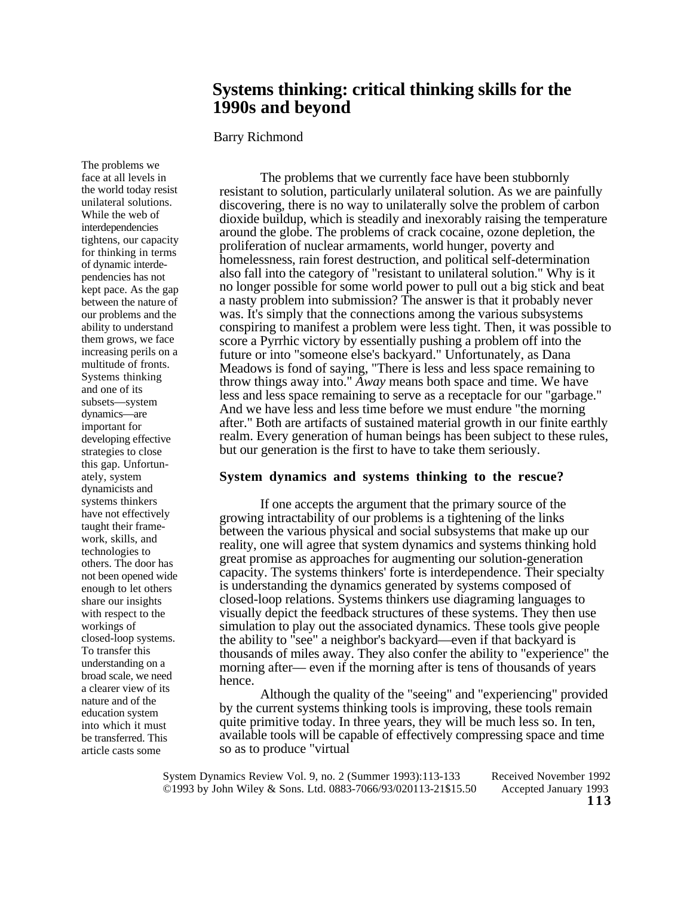# Systems thinking: critical thinking skills for the 1990s and beyond

Barry Richmond

The problems we face at all levels in the world today resist unilateral solutions. While the web of interdependencies tightens, our capacity for thinking in terms of dynamic interdependencies has not kept pace. As the gap between the nature of our problems and the ability to understand them grows, we face increasing perils on a multitude of fronts. Systems thinking and one of its subsets—system dynamics—are important for developing effective strategies to close this gap. Unfortunately, system dynamicists and systems thinkers have not effectively taught their framework, skills, and technologies to others. The door has not been opened wide enough to let others share our insights with respect to the workings of closed-loop systems. To transfer this understanding on a broad scale, we need a clearer view of its nature and of the education system into which it must be transferred. This article casts some

The problems that we currently face have been stubbornly resistant to solution, particularly unilateral solution. As we are painfully discovering, there is no way to unilaterally solve the problem of carbon dioxide buildup, which is steadily and inexorably raising the temperature around the globe. The problems of crack cocaine, ozone depletion, the proliferation of nuclear armaments, world hunger, poverty and homelessness, rain forest destruction, and political self-determination also fall into the category of "resistant to unilateral solution." Why is it no longer possible for some world power to pull out a big stick and beat a nasty problem into submission? The answer is that it probably never was. It's simply that the connections among the various subsystems conspiring to manifest a problem were less tight. Then, it was possible to score a Pyrrhic victory by essentially pushing a problem off into the future or into "someone else's backyard." Unfortunately, as Dana Meadows is fond of saying, "There is less and less space remaining to throw things away into." *Away* means both space and time. We have less and less space remaining to serve as a receptacle for our "garbage." And we have less and less time before we must endure "the morning after." Both are artifacts of sustained material growth in our finite earthly realm. Every generation of human beings has been subject to these rules, but our generation is the first to have to take them seriously.

## System dynamics and systems thinking to the rescue?

If one accepts the argument that the primary source of the growing intractability of our problems is a tightening of the links between the various physical and social subsystems that make up our reality, one will agree that system dynamics and systems thinking hold great promise as approaches for augmenting our solution-generation capacity. The systems thinkers' forte is interdependence. Their specialty is understanding the dynamics generated by systems composed of closed-loop relations. Systems thinkers use diagraming languages to visually depict the feedback structures of these systems. They then use simulation to play out the associated dynamics. These tools give people the ability to "see" a neighbor's backyard—even if that backyard is thousands of miles away. They also confer the ability to "experience" the morning after— even if the morning after is tens of thousands of years hence.

Although the quality of the "seeing" and "experiencing" provided by the current systems thinking tools is improving, these tools remain quite primitive today. In three years, they will be much less so. In ten, available tools will be capable of effectively compressing space and time so as to produce "virtual

System Dynamics Review Vol. 9, no. 2 (Summer 1993):113-133 Received November 1992
©1993 by John Wiley & Sons. Ltd. 0883-7066/93/020113-21$15.50 Accepted January 1993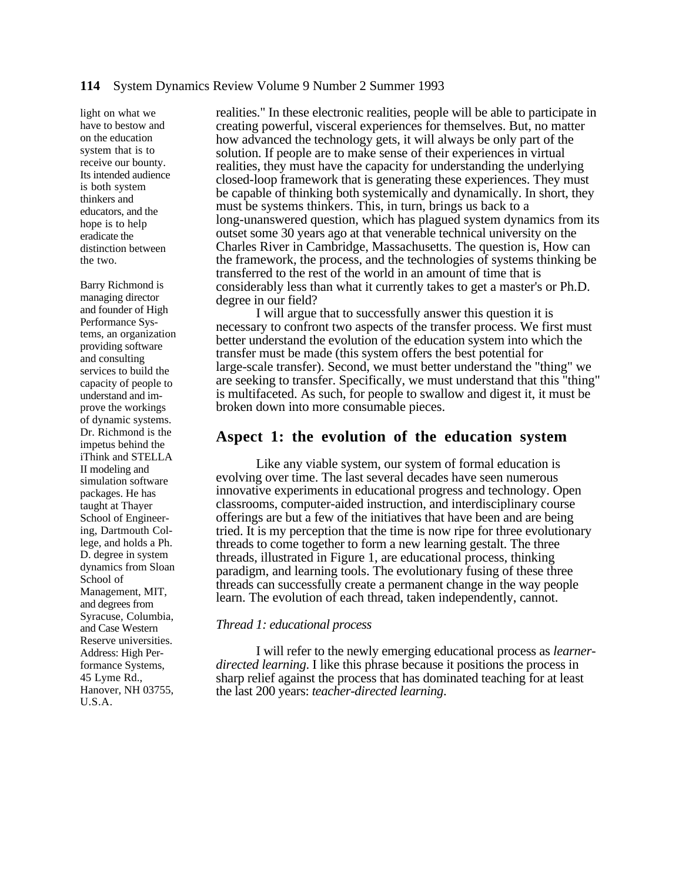light on what we have to bestow and on the education system that is to receive our bounty. Its intended audience is both system thinkers and educators, and the hope is to help eradicate the distinction between the two.

Barry Richmond is managing director and founder of High Performance Systems, an organization providing software and consulting services to build the capacity of people to understand and improve the workings of dynamic systems. Dr. Richmond is the impetus behind the iThink and STELLA II modeling and simulation software packages. He has taught at Thayer School of Engineering, Dartmouth College, and holds a Ph. D. degree in system dynamics from Sloan School of Management, MIT, and degrees from Syracuse, Columbia, and Case Western Reserve universities. Address: High Performance Systems, 45 Lyme Rd., Hanover, NH 03755, U.S.A.

realities." In these electronic realities, people will be able to participate in creating powerful, visceral experiences for themselves. But, no matter how advanced the technology gets, it will always be only part of the solution. If people are to make sense of their experiences in virtual realities, they must have the capacity for understanding the underlying closed-loop framework that is generating these experiences. They must be capable of thinking both systemically and dynamically. In short, they must be systems thinkers. This, in turn, brings us back to a long-unanswered question, which has plagued system dynamics from its outset some 30 years ago at that venerable technical university on the Charles River in Cambridge, Massachusetts. The question is, How can the framework, the process, and the technologies of systems thinking be transferred to the rest of the world in an amount of time that is considerably less than what it currently takes to get a master's or Ph.D. degree in our field?

I will argue that to successfully answer this question it is necessary to confront two aspects of the transfer process. We first must better understand the evolution of the education system into which the transfer must be made (this system offers the best potential for large-scale transfer). Second, we must better understand the "thing" we are seeking to transfer. Specifically, we must understand that this "thing" is multifaceted. As such, for people to swallow and digest it, it must be broken down into more consumable pieces.

## Aspect 1: the evolution of the education system

Like any viable system, our system of formal education is evolving over time. The last several decades have seen numerous innovative experiments in educational progress and technology. Open classrooms, computer-aided instruction, and interdisciplinary course offerings are but a few of the initiatives that have been and are being tried. It is my perception that the time is now ripe for three evolutionary threads to come together to form a new learning gestalt. The three threads, illustrated in Figure 1, are educational process, thinking paradigm, and learning tools. The evolutionary fusing of these three threads can successfully create a permanent change in the way people learn. The evolution of each thread, taken independently, cannot.

### *Thread 1: educational process*

I will refer to the newly emerging educational process as *learner-directed learning*. I like this phrase because it positions the process in sharp relief against the process that has dominated teaching for at least the last 200 years: *teacher-directed learning*.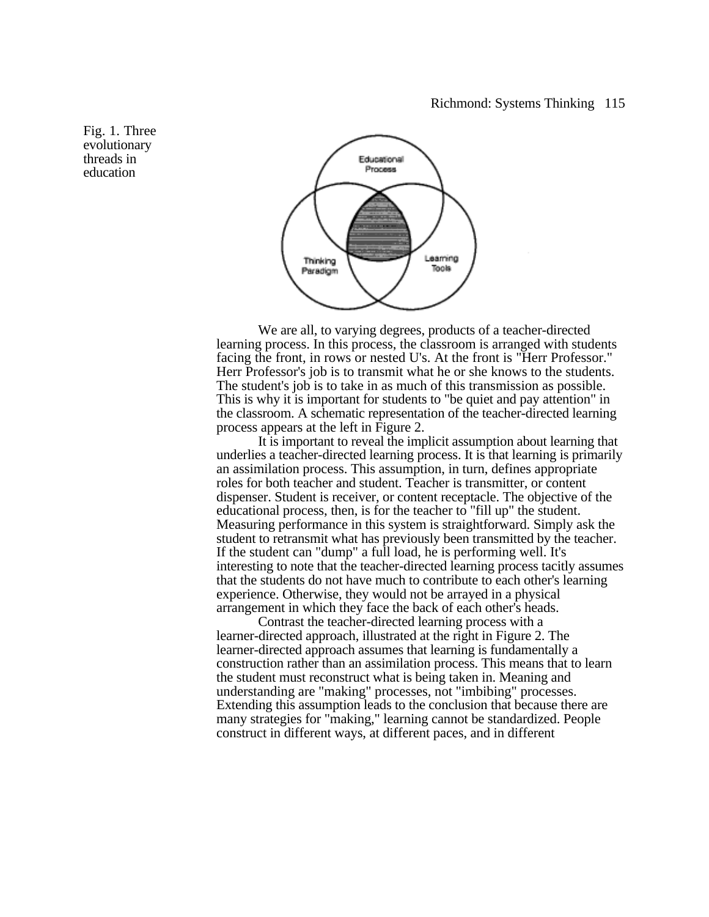Fig. 1. Three evolutionary threads in education

We are all, to varying degrees, products of a teacher-directed learning process. In this process, the classroom is arranged with students facing the front, in rows or nested U's. At the front is "Herr Professor." Herr Professor's job is to transmit what he or she knows to the students. The student's job is to take in as much of this transmission as possible. This is why it is important for students to "be quiet and pay attention" in the classroom. A schematic representation of the teacher-directed learning process appears at the left in Figure 2.

It is important to reveal the implicit assumption about learning that underlies a teacher-directed learning process. It is that learning is primarily an assimilation process. This assumption, in turn, defines appropriate roles for both teacher and student. Teacher is transmitter, or content dispenser. Student is receiver, or content receptacle. The objective of the educational process, then, is for the teacher to "fill up" the student. Measuring performance in this system is straightforward. Simply ask the student to retransmit what has previously been transmitted by the teacher. If the student can "dump" a full load, he is performing well. It's interesting to note that the teacher-directed learning process tacitly assumes that the students do not have much to contribute to each other's learning experience. Otherwise, they would not be arrayed in a physical arrangement in which they face the back of each other's heads.

Contrast the teacher-directed learning process with a learner-directed approach, illustrated at the right in Figure 2. The learner-directed approach assumes that learning is fundamentally a construction rather than an assimilation process. This means that to learn the student must reconstruct what is being taken in. Meaning and understanding are "making" processes, not "imbibing" processes. Extending this assumption leads to the conclusion that because there are many strategies for "making," learning cannot be standardized. People construct in different ways, at different paces, and in different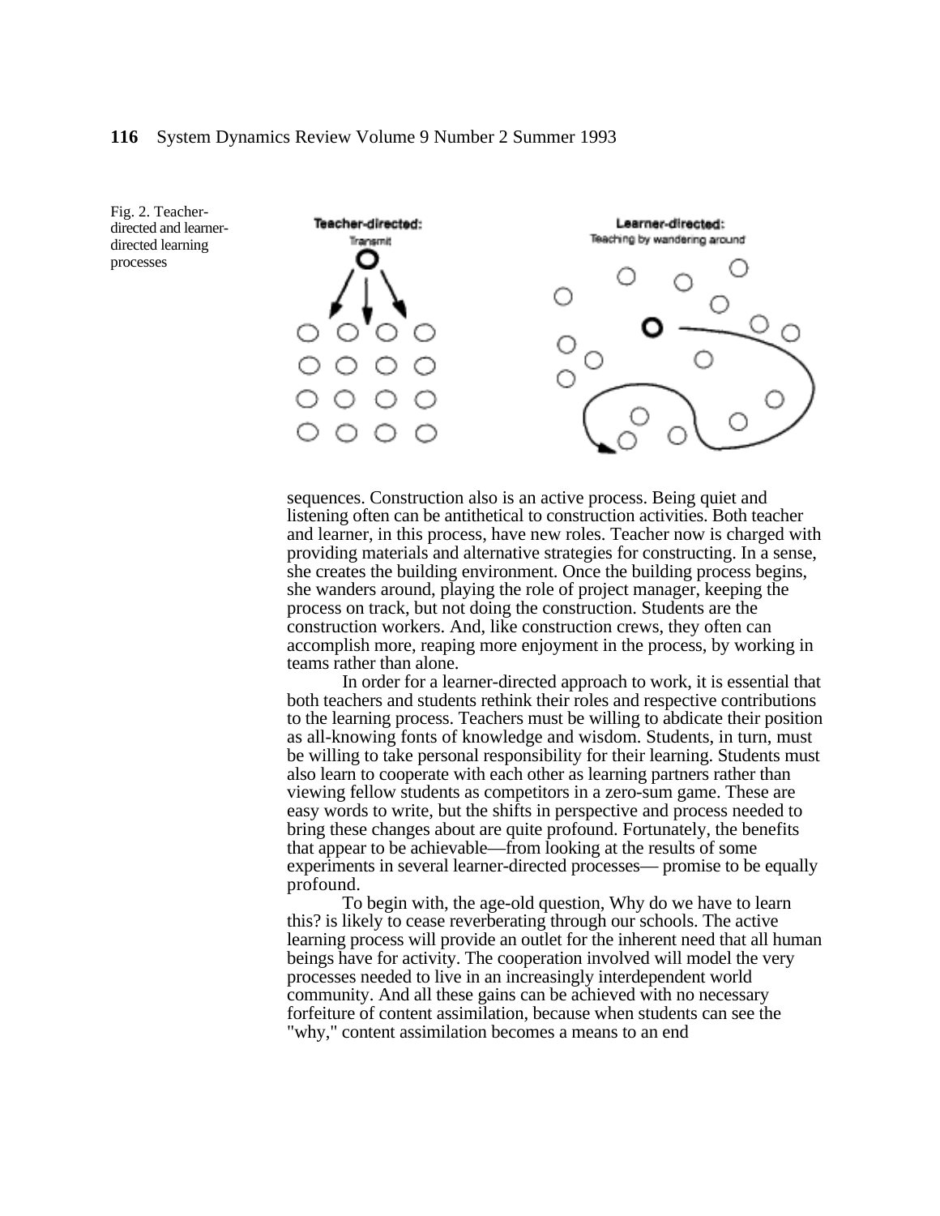Fig. 2. Teacher-directed and learner-directed learning processes

sequences. Construction also is an active process. Being quiet and listening often can be antithetical to construction activities. Both teacher and learner, in this process, have new roles. Teacher now is charged with providing materials and alternative strategies for constructing. In a sense, she creates the building environment. Once the building process begins, she wanders around, playing the role of project manager, keeping the process on track, but not doing the construction. Students are the construction workers. And, like construction crews, they often can accomplish more, reaping more enjoyment in the process, by working in teams rather than alone.

In order for a learner-directed approach to work, it is essential that both teachers and students rethink their roles and respective contributions to the learning process. Teachers must be willing to abdicate their position as all-knowing fonts of knowledge and wisdom. Students, in turn, must be willing to take personal responsibility for their learning. Students must also learn to cooperate with each other as learning partners rather than viewing fellow students as competitors in a zero-sum game. These are easy words to write, but the shifts in perspective and process needed to bring these changes about are quite profound. Fortunately, the benefits that appear to be achievable—from looking at the results of some experiments in several learner-directed processes— promise to be equally profound.

To begin with, the age-old question, Why do we have to learn this? is likely to cease reverberating through our schools. The active learning process will provide an outlet for the inherent need that all human beings have for activity. The cooperation involved will model the very processes needed to live in an increasingly interdependent world community. And all these gains can be achieved with no necessary forfeiture of content assimilation, because when students can see the "why," content assimilation becomes a means to an end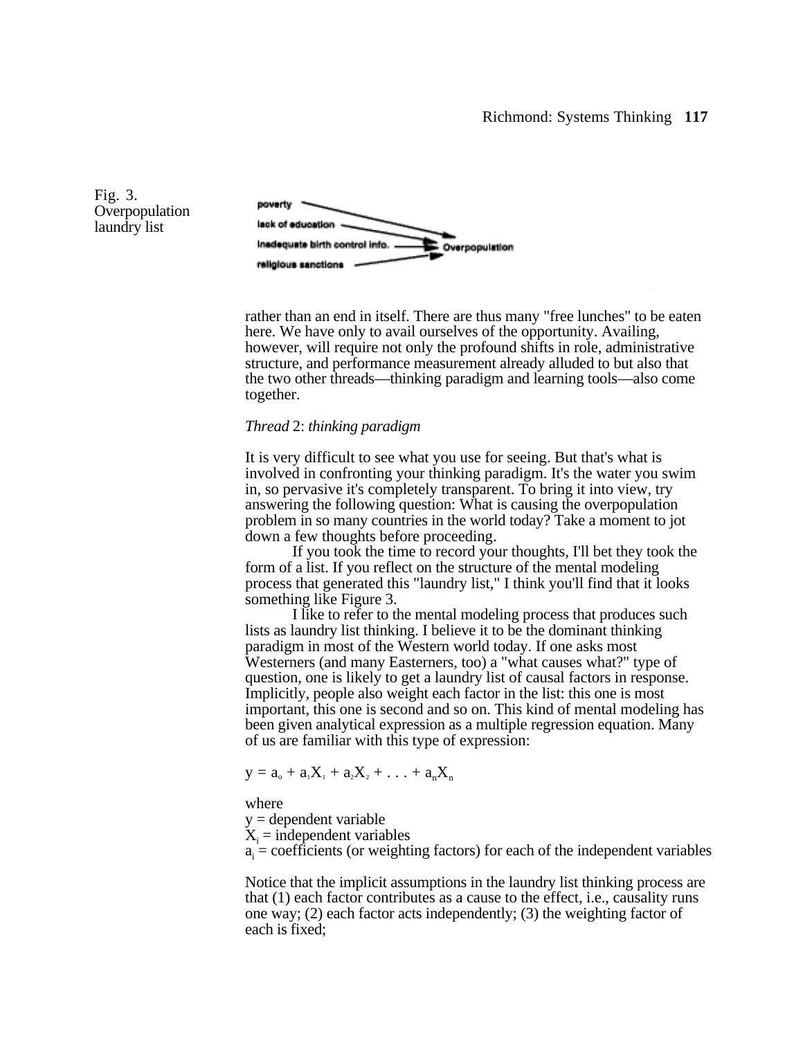Fig. 3. Overpopulation laundry list

poverty
lack of education
Inadequate birth control info.
religious sanctions
Overpopulation

rather than an end in itself. There are thus many "free lunches" to be eaten here. We have only to avail ourselves of the opportunity. Availing, however, will require not only the profound shifts in role, administrative structure, and performance measurement already alluded to but also that the two other threads—thinking paradigm and learning tools—also come together.

*Thread* 2: *thinking paradigm*

It is very difficult to see what you use for seeing. But that's what is involved in confronting your thinking paradigm. It's the water you swim in, so pervasive it's completely transparent. To bring it into view, try answering the following question: What is causing the overpopulation problem in so many countries in the world today? Take a moment to jot down a few thoughts before proceeding.

If you took the time to record your thoughts, I'll bet they took the form of a list. If you reflect on the structure of the mental modeling process that generated this "laundry list," I think you'll find that it looks something like Figure 3.

I like to refer to the mental modeling process that produces such lists as laundry list thinking. I believe it to be the dominant thinking paradigm in most of the Western world today. If one asks most Westerners (and many Easterners, too) a "what causes what?" type of question, one is likely to get a laundry list of causal factors in response. Implicitly, people also weight each factor in the list: this one is most important, this one is second and so on. This kind of mental modeling has been given analytical expression as a multiple regression equation. Many of us are familiar with this type of expression:

$$y = a_o + a_1X_1 + a_2X_2 + \ldots + a_nX_n$$

where
$y$ = dependent variable
$X_i$ = independent variables
$a_i$ = coefficients (or weighting factors) for each of the independent variables

Notice that the implicit assumptions in the laundry list thinking process are that (1) each factor contributes as a cause to the effect, i.e., causality runs one way; (2) each factor acts independently; (3) the weighting factor of each is fixed;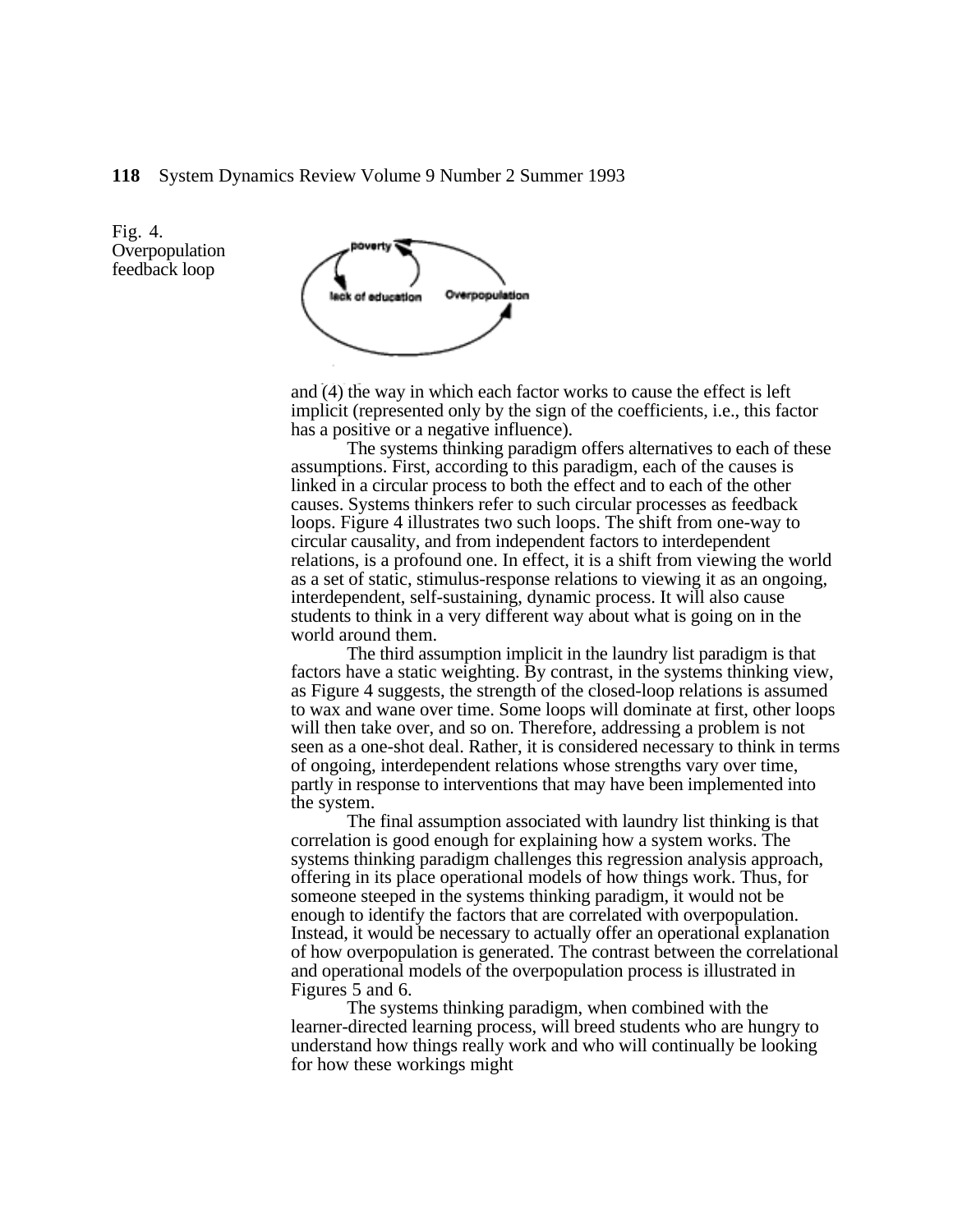Fig. 4. Overpopulation feedback loop

and (4) the way in which each factor works to cause the effect is left implicit (represented only by the sign of the coefficients, i.e., this factor has a positive or a negative influence).

The systems thinking paradigm offers alternatives to each of these assumptions. First, according to this paradigm, each of the causes is linked in a circular process to both the effect and to each of the other causes. Systems thinkers refer to such circular processes as feedback loops. Figure 4 illustrates two such loops. The shift from one-way to circular causality, and from independent factors to interdependent relations, is a profound one. In effect, it is a shift from viewing the world as a set of static, stimulus-response relations to viewing it as an ongoing, interdependent, self-sustaining, dynamic process. It will also cause students to think in a very different way about what is going on in the world around them.

The third assumption implicit in the laundry list paradigm is that factors have a static weighting. By contrast, in the systems thinking view, as Figure 4 suggests, the strength of the closed-loop relations is assumed to wax and wane over time. Some loops will dominate at first, other loops will then take over, and so on. Therefore, addressing a problem is not seen as a one-shot deal. Rather, it is considered necessary to think in terms of ongoing, interdependent relations whose strengths vary over time, partly in response to interventions that may have been implemented into the system.

The final assumption associated with laundry list thinking is that correlation is good enough for explaining how a system works. The systems thinking paradigm challenges this regression analysis approach, offering in its place operational models of how things work. Thus, for someone steeped in the systems thinking paradigm, it would not be enough to identify the factors that are correlated with overpopulation. Instead, it would be necessary to actually offer an operational explanation of how overpopulation is generated. The contrast between the correlational and operational models of the overpopulation process is illustrated in Figures 5 and 6.

The systems thinking paradigm, when combined with the learner-directed learning process, will breed students who are hungry to understand how things really work and who will continually be looking for how these workings might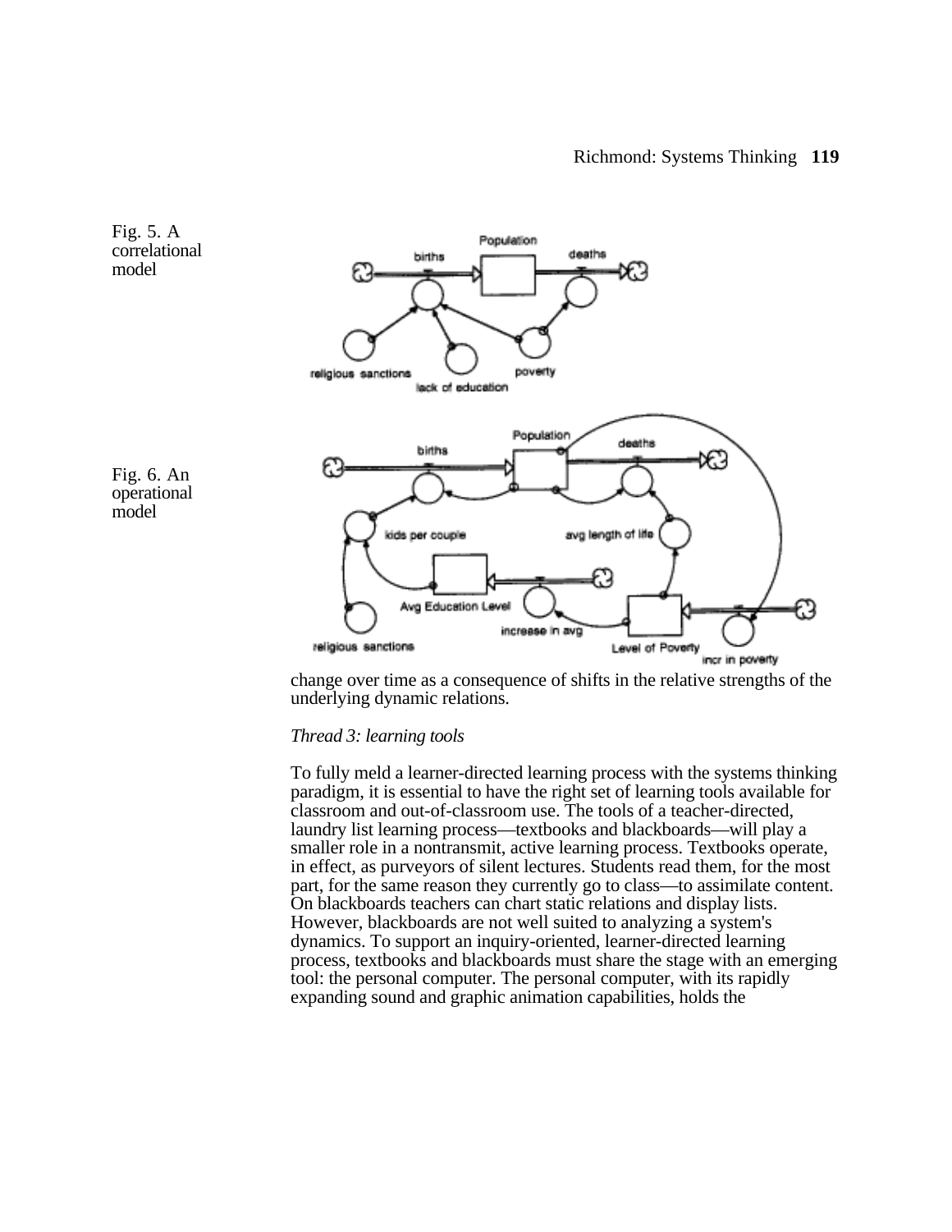Fig. 5. A correlational model

Fig. 6. An operational model

change over time as a consequence of shifts in the relative strengths of the underlying dynamic relations.

*Thread 3: learning tools*

To fully meld a learner-directed learning process with the systems thinking paradigm, it is essential to have the right set of learning tools available for classroom and out-of-classroom use. The tools of a teacher-directed, laundry list learning process—textbooks and blackboards—will play a smaller role in a nontransmit, active learning process. Textbooks operate, in effect, as purveyors of silent lectures. Students read them, for the most part, for the same reason they currently go to class—to assimilate content. On blackboards teachers can chart static relations and display lists. However, blackboards are not well suited to analyzing a system's dynamics. To support an inquiry-oriented, learner-directed learning process, textbooks and blackboards must share the stage with an emerging tool: the personal computer. The personal computer, with its rapidly expanding sound and graphic animation capabilities, holds the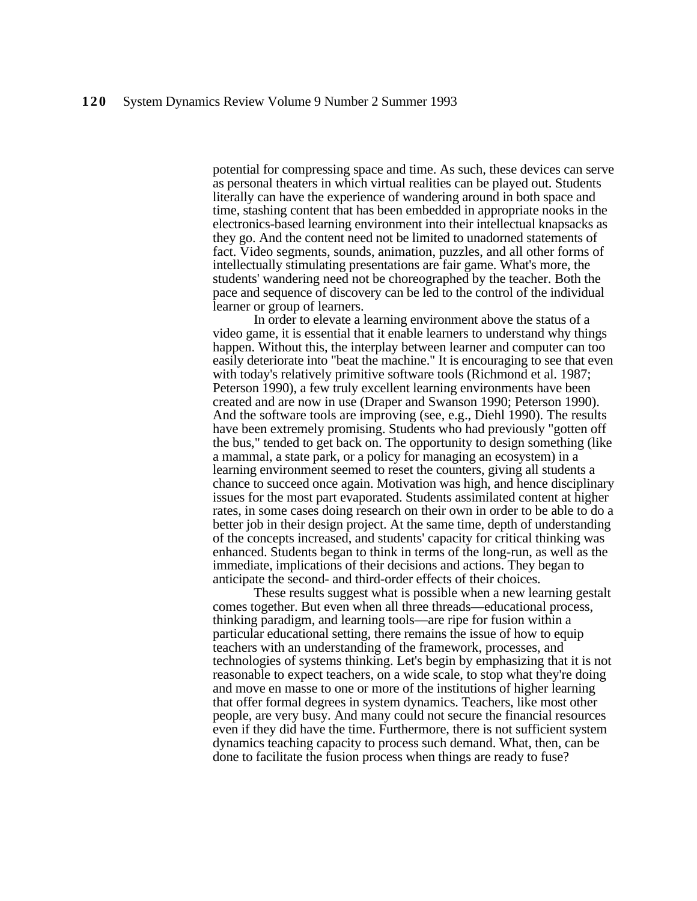potential for compressing space and time. As such, these devices can serve as personal theaters in which virtual realities can be played out. Students literally can have the experience of wandering around in both space and time, stashing content that has been embedded in appropriate nooks in the electronics-based learning environment into their intellectual knapsacks as they go. And the content need not be limited to unadorned statements of fact. Video segments, sounds, animation, puzzles, and all other forms of intellectually stimulating presentations are fair game. What's more, the students' wandering need not be choreographed by the teacher. Both the pace and sequence of discovery can be led to the control of the individual learner or group of learners.

In order to elevate a learning environment above the status of a video game, it is essential that it enable learners to understand why things happen. Without this, the interplay between learner and computer can too easily deteriorate into "beat the machine." It is encouraging to see that even with today's relatively primitive software tools (Richmond et al. 1987; Peterson 1990), a few truly excellent learning environments have been created and are now in use (Draper and Swanson 1990; Peterson 1990). And the software tools are improving (see, e.g., Diehl 1990). The results have been extremely promising. Students who had previously "gotten off the bus," tended to get back on. The opportunity to design something (like a mammal, a state park, or a policy for managing an ecosystem) in a learning environment seemed to reset the counters, giving all students a chance to succeed once again. Motivation was high, and hence disciplinary issues for the most part evaporated. Students assimilated content at higher rates, in some cases doing research on their own in order to be able to do a better job in their design project. At the same time, depth of understanding of the concepts increased, and students' capacity for critical thinking was enhanced. Students began to think in terms of the long-run, as well as the immediate, implications of their decisions and actions. They began to anticipate the second- and third-order effects of their choices.

These results suggest what is possible when a new learning gestalt comes together. But even when all three threads—educational process, thinking paradigm, and learning tools—are ripe for fusion within a particular educational setting, there remains the issue of how to equip teachers with an understanding of the framework, processes, and technologies of systems thinking. Let's begin by emphasizing that it is not reasonable to expect teachers, on a wide scale, to stop what they're doing and move en masse to one or more of the institutions of higher learning that offer formal degrees in system dynamics. Teachers, like most other people, are very busy. And many could not secure the financial resources even if they did have the time. Furthermore, there is not sufficient system dynamics teaching capacity to process such demand. What, then, can be done to facilitate the fusion process when things are ready to fuse?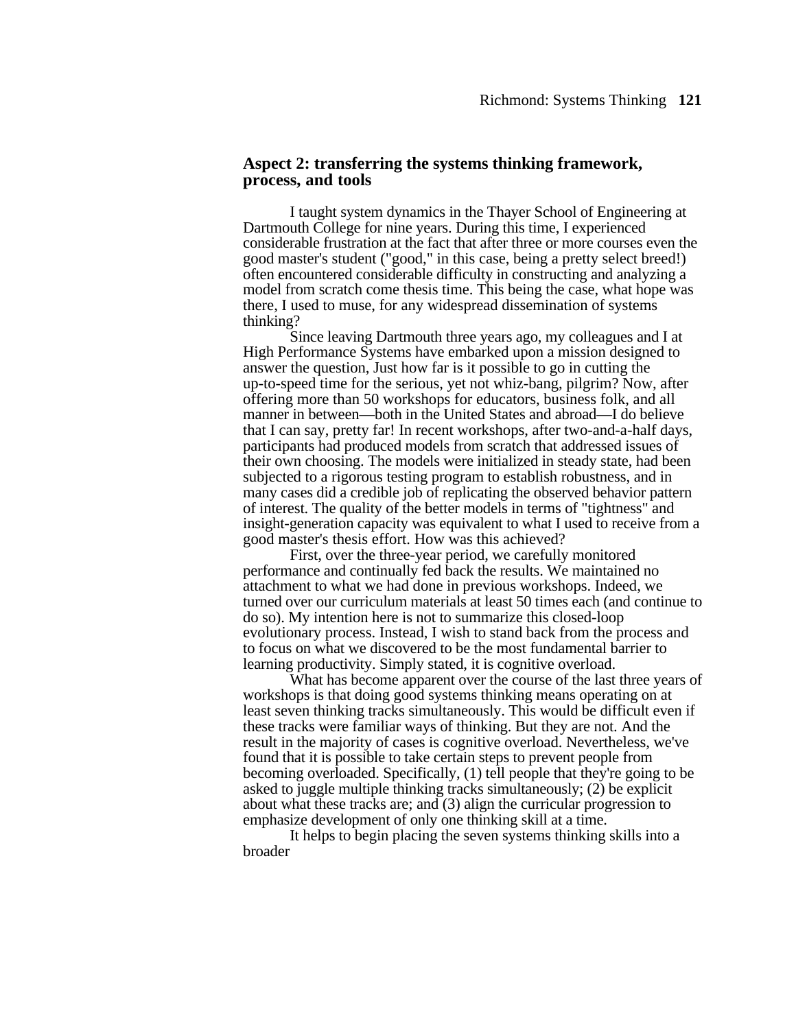## Aspect 2: transferring the systems thinking framework, process, and tools

I taught system dynamics in the Thayer School of Engineering at Dartmouth College for nine years. During this time, I experienced considerable frustration at the fact that after three or more courses even the good master's student ("good," in this case, being a pretty select breed!) often encountered considerable difficulty in constructing and analyzing a model from scratch come thesis time. This being the case, what hope was there, I used to muse, for any widespread dissemination of systems thinking?

Since leaving Dartmouth three years ago, my colleagues and I at High Performance Systems have embarked upon a mission designed to answer the question, Just how far is it possible to go in cutting the up-to-speed time for the serious, yet not whiz-bang, pilgrim? Now, after offering more than 50 workshops for educators, business folk, and all manner in between—both in the United States and abroad—I do believe that I can say, pretty far! In recent workshops, after two-and-a-half days, participants had produced models from scratch that addressed issues of their own choosing. The models were initialized in steady state, had been subjected to a rigorous testing program to establish robustness, and in many cases did a credible job of replicating the observed behavior pattern of interest. The quality of the better models in terms of "tightness" and insight-generation capacity was equivalent to what I used to receive from a good master's thesis effort. How was this achieved?

First, over the three-year period, we carefully monitored performance and continually fed back the results. We maintained no attachment to what we had done in previous workshops. Indeed, we turned over our curriculum materials at least 50 times each (and continue to do so). My intention here is not to summarize this closed-loop evolutionary process. Instead, I wish to stand back from the process and to focus on what we discovered to be the most fundamental barrier to learning productivity. Simply stated, it is cognitive overload.

What has become apparent over the course of the last three years of workshops is that doing good systems thinking means operating on at least seven thinking tracks simultaneously. This would be difficult even if these tracks were familiar ways of thinking. But they are not. And the result in the majority of cases is cognitive overload. Nevertheless, we've found that it is possible to take certain steps to prevent people from becoming overloaded. Specifically, (1) tell people that they're going to be asked to juggle multiple thinking tracks simultaneously; (2) be explicit about what these tracks are; and (3) align the curricular progression to emphasize development of only one thinking skill at a time.

It helps to begin placing the seven systems thinking skills into a broader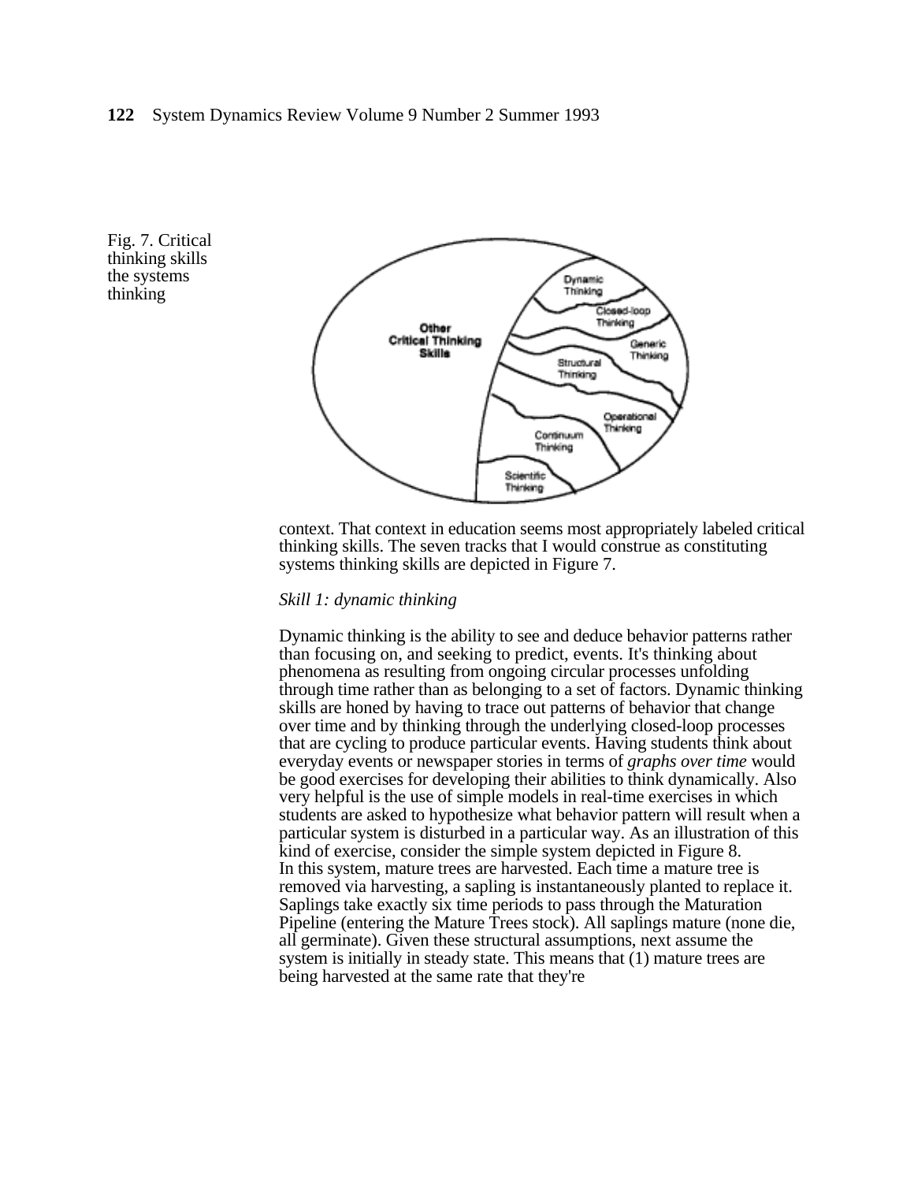Fig. 7. Critical thinking skills the systems thinking

context. That context in education seems most appropriately labeled critical thinking skills. The seven tracks that I would construe as constituting systems thinking skills are depicted in Figure 7.

*Skill 1: dynamic thinking*

Dynamic thinking is the ability to see and deduce behavior patterns rather than focusing on, and seeking to predict, events. It's thinking about phenomena as resulting from ongoing circular processes unfolding through time rather than as belonging to a set of factors. Dynamic thinking skills are honed by having to trace out patterns of behavior that change over time and by thinking through the underlying closed-loop processes that are cycling to produce particular events. Having students think about everyday events or newspaper stories in terms of *graphs over time* would be good exercises for developing their abilities to think dynamically. Also very helpful is the use of simple models in real-time exercises in which students are asked to hypothesize what behavior pattern will result when a particular system is disturbed in a particular way. As an illustration of this kind of exercise, consider the simple system depicted in Figure 8.

In this system, mature trees are harvested. Each time a mature tree is removed via harvesting, a sapling is instantaneously planted to replace it. Saplings take exactly six time periods to pass through the Maturation Pipeline (entering the Mature Trees stock). All saplings mature (none die, all germinate). Given these structural assumptions, next assume the system is initially in steady state. This means that (1) mature trees are being harvested at the same rate that they're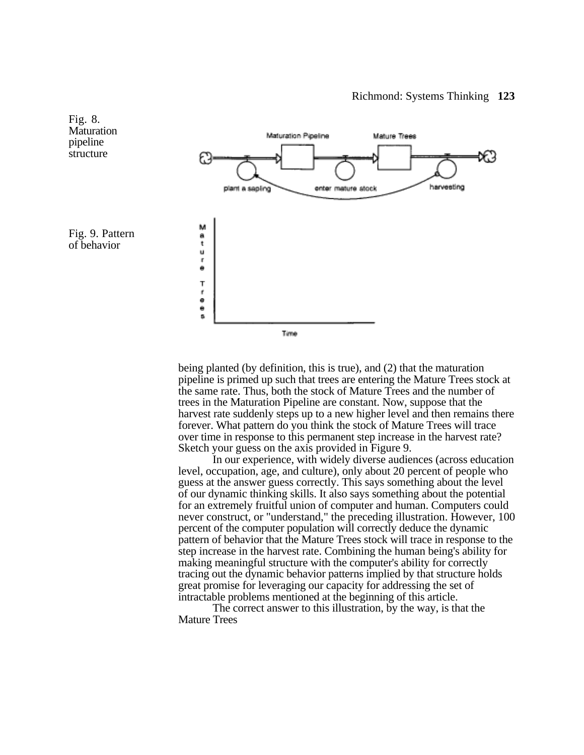Fig. 8. Maturation pipeline structure

Fig. 9. Pattern of behavior

being planted (by definition, this is true), and (2) that the maturation pipeline is primed up such that trees are entering the Mature Trees stock at the same rate. Thus, both the stock of Mature Trees and the number of trees in the Maturation Pipeline are constant. Now, suppose that the harvest rate suddenly steps up to a new higher level and then remains there forever. What pattern do you think the stock of Mature Trees will trace over time in response to this permanent step increase in the harvest rate? Sketch your guess on the axis provided in Figure 9.

In our experience, with widely diverse audiences (across education level, occupation, age, and culture), only about 20 percent of people who guess at the answer guess correctly. This says something about the level of our dynamic thinking skills. It also says something about the potential for an extremely fruitful union of computer and human. Computers could never construct, or "understand," the preceding illustration. However, 100 percent of the computer population will correctly deduce the dynamic pattern of behavior that the Mature Trees stock will trace in response to the step increase in the harvest rate. Combining the human being's ability for making meaningful structure with the computer's ability for correctly tracing out the dynamic behavior patterns implied by that structure holds great promise for leveraging our capacity for addressing the set of intractable problems mentioned at the beginning of this article.

The correct answer to this illustration, by the way, is that the Mature Trees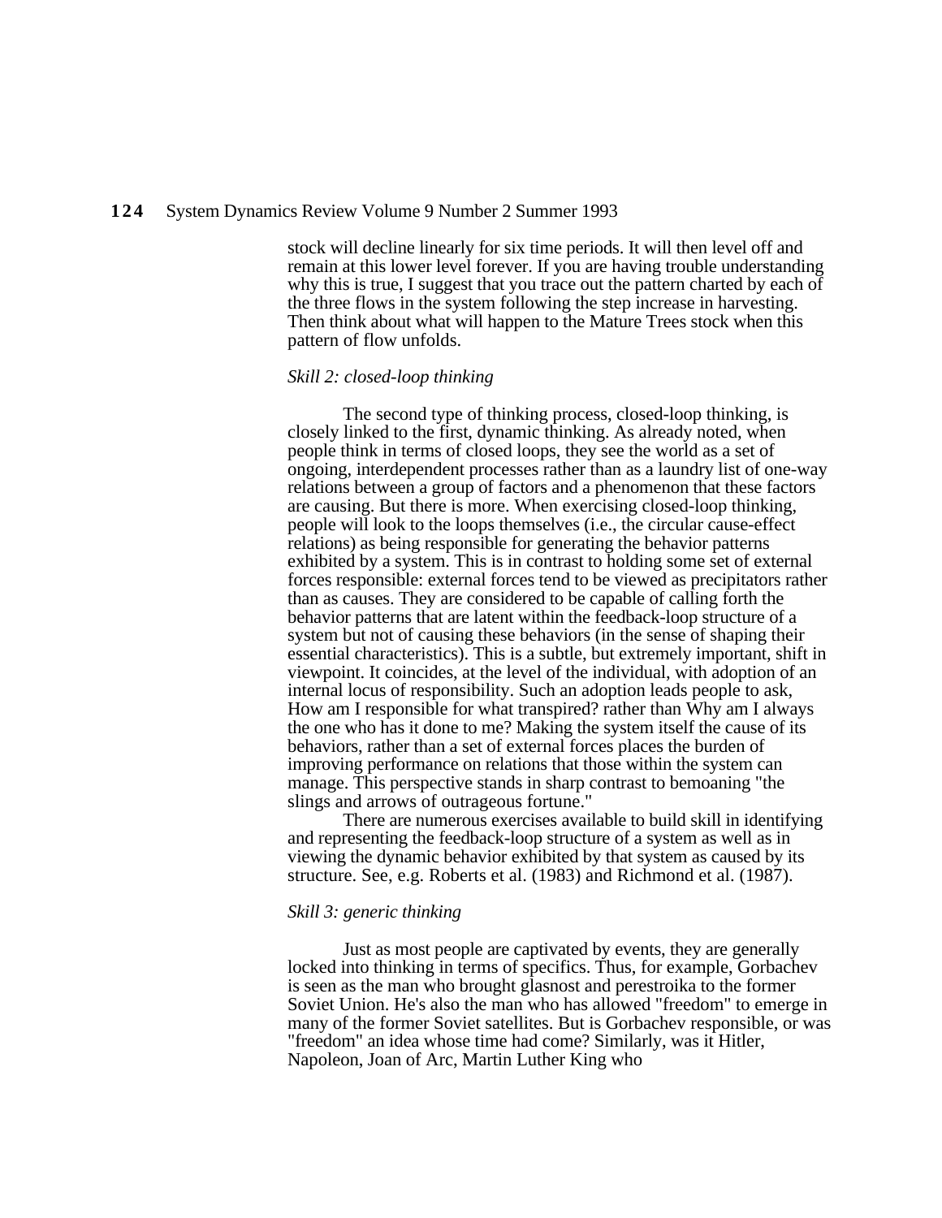stock will decline linearly for six time periods. It will then level off and remain at this lower level forever. If you are having trouble understanding why this is true, I suggest that you trace out the pattern charted by each of the three flows in the system following the step increase in harvesting. Then think about what will happen to the Mature Trees stock when this pattern of flow unfolds.

*Skill 2: closed-loop thinking*

The second type of thinking process, closed-loop thinking, is closely linked to the first, dynamic thinking. As already noted, when people think in terms of closed loops, they see the world as a set of ongoing, interdependent processes rather than as a laundry list of one-way relations between a group of factors and a phenomenon that these factors are causing. But there is more. When exercising closed-loop thinking, people will look to the loops themselves (i.e., the circular cause-effect relations) as being responsible for generating the behavior patterns exhibited by a system. This is in contrast to holding some set of external forces responsible: external forces tend to be viewed as precipitators rather than as causes. They are considered to be capable of calling forth the behavior patterns that are latent within the feedback-loop structure of a system but not of causing these behaviors (in the sense of shaping their essential characteristics). This is a subtle, but extremely important, shift in viewpoint. It coincides, at the level of the individual, with adoption of an internal locus of responsibility. Such an adoption leads people to ask, How am I responsible for what transpired? rather than Why am I always the one who has it done to me? Making the system itself the cause of its behaviors, rather than a set of external forces places the burden of improving performance on relations that those within the system can manage. This perspective stands in sharp contrast to bemoaning "the slings and arrows of outrageous fortune."

There are numerous exercises available to build skill in identifying and representing the feedback-loop structure of a system as well as in viewing the dynamic behavior exhibited by that system as caused by its structure. See, e.g. Roberts et al. (1983) and Richmond et al. (1987).

*Skill 3: generic thinking*

Just as most people are captivated by events, they are generally locked into thinking in terms of specifics. Thus, for example, Gorbachev is seen as the man who brought glasnost and perestroika to the former Soviet Union. He's also the man who has allowed "freedom" to emerge in many of the former Soviet satellites. But is Gorbachev responsible, or was "freedom" an idea whose time had come? Similarly, was it Hitler, Napoleon, Joan of Arc, Martin Luther King who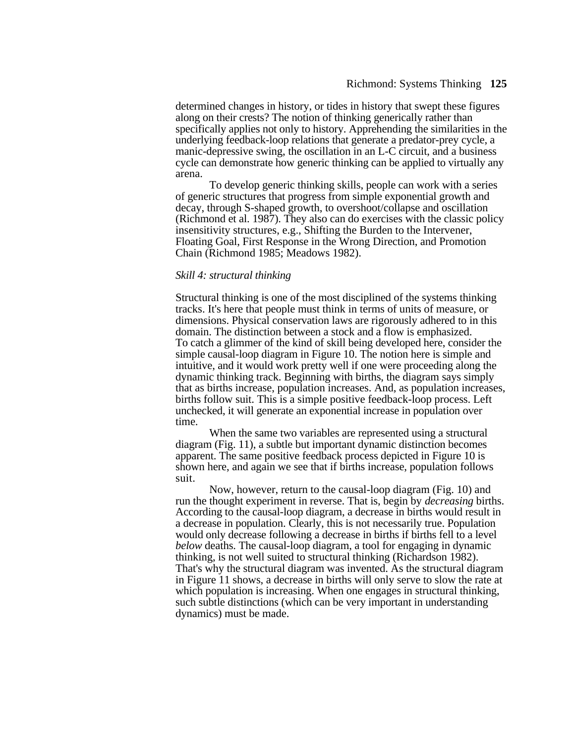determined changes in history, or tides in history that swept these figures along on their crests? The notion of thinking generically rather than specifically applies not only to history. Apprehending the similarities in the underlying feedback-loop relations that generate a predator-prey cycle, a manic-depressive swing, the oscillation in an L-C circuit, and a business cycle can demonstrate how generic thinking can be applied to virtually any arena.

To develop generic thinking skills, people can work with a series of generic structures that progress from simple exponential growth and decay, through S-shaped growth, to overshoot/collapse and oscillation (Richmond et al. 1987). They also can do exercises with the classic policy insensitivity structures, e.g., Shifting the Burden to the Intervener, Floating Goal, First Response in the Wrong Direction, and Promotion Chain (Richmond 1985; Meadows 1982).

*Skill 4: structural thinking*

Structural thinking is one of the most disciplined of the systems thinking tracks. It's here that people must think in terms of units of measure, or dimensions. Physical conservation laws are rigorously adhered to in this domain. The distinction between a stock and a flow is emphasized. To catch a glimmer of the kind of skill being developed here, consider the simple causal-loop diagram in Figure 10. The notion here is simple and intuitive, and it would work pretty well if one were proceeding along the dynamic thinking track. Beginning with births, the diagram says simply that as births increase, population increases. And, as population increases, births follow suit. This is a simple positive feedback-loop process. Left unchecked, it will generate an exponential increase in population over time.

When the same two variables are represented using a structural diagram (Fig. 11), a subtle but important dynamic distinction becomes apparent. The same positive feedback process depicted in Figure 10 is shown here, and again we see that if births increase, population follows suit.

Now, however, return to the causal-loop diagram (Fig. 10) and run the thought experiment in reverse. That is, begin by *decreasing* births. According to the causal-loop diagram, a decrease in births would result in a decrease in population. Clearly, this is not necessarily true. Population would only decrease following a decrease in births if births fell to a level *below* deaths. The causal-loop diagram, a tool for engaging in dynamic thinking, is not well suited to structural thinking (Richardson 1982). That's why the structural diagram was invented. As the structural diagram in Figure 11 shows, a decrease in births will only serve to slow the rate at which population is increasing. When one engages in structural thinking, such subtle distinctions (which can be very important in understanding dynamics) must be made.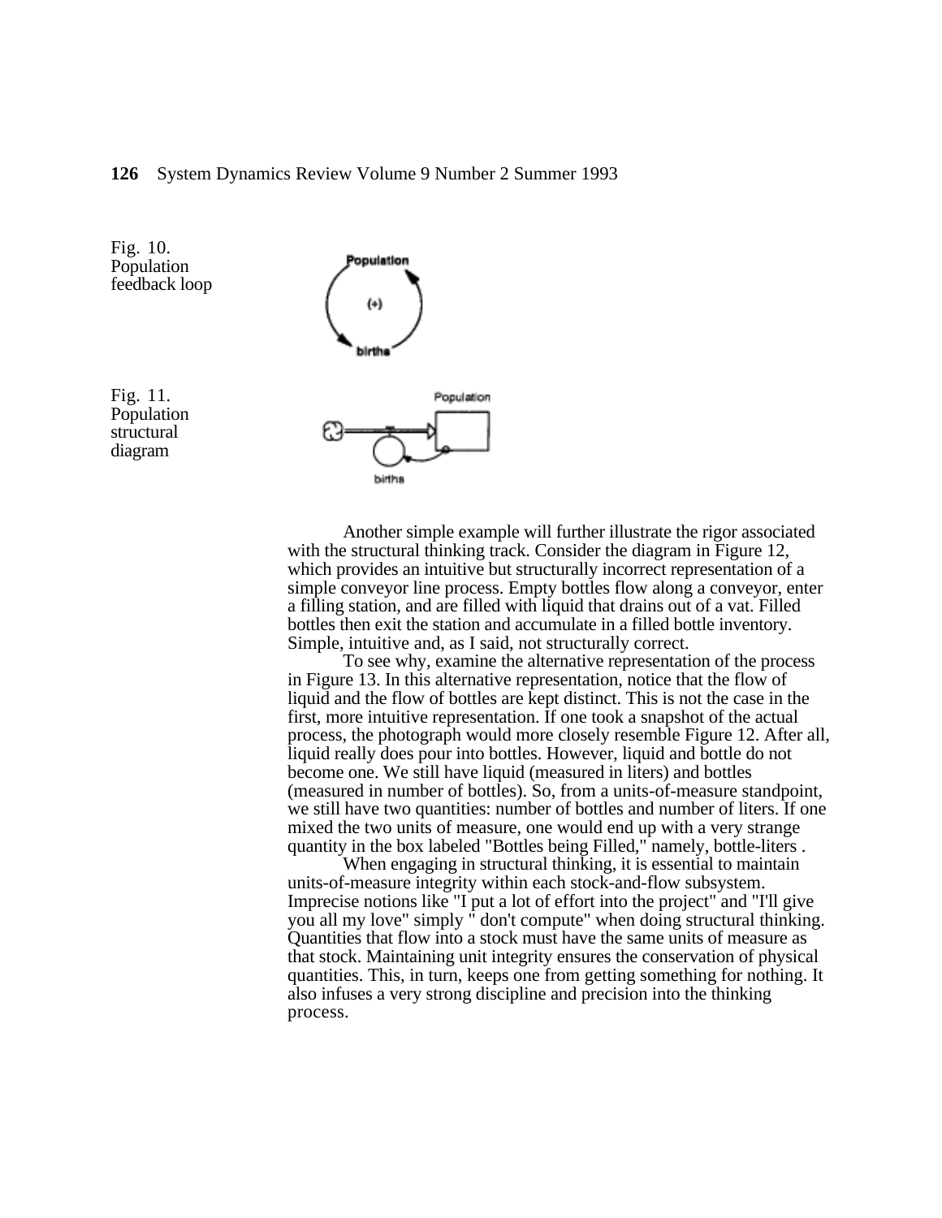Fig. 10. Population feedback loop

Fig. 11. Population structural diagram

Another simple example will further illustrate the rigor associated with the structural thinking track. Consider the diagram in Figure 12, which provides an intuitive but structurally incorrect representation of a simple conveyor line process. Empty bottles flow along a conveyor, enter a filling station, and are filled with liquid that drains out of a vat. Filled bottles then exit the station and accumulate in a filled bottle inventory. Simple, intuitive and, as I said, not structurally correct.

To see why, examine the alternative representation of the process in Figure 13. In this alternative representation, notice that the flow of liquid and the flow of bottles are kept distinct. This is not the case in the first, more intuitive representation. If one took a snapshot of the actual process, the photograph would more closely resemble Figure 12. After all, liquid really does pour into bottles. However, liquid and bottle do not become one. We still have liquid (measured in liters) and bottles (measured in number of bottles). So, from a units-of-measure standpoint, we still have two quantities: number of bottles and number of liters. If one mixed the two units of measure, one would end up with a very strange quantity in the box labeled "Bottles being Filled," namely, bottle-liters .

When engaging in structural thinking, it is essential to maintain units-of-measure integrity within each stock-and-flow subsystem. Imprecise notions like "I put a lot of effort into the project" and "I'll give you all my love" simply " don't compute" when doing structural thinking. Quantities that flow into a stock must have the same units of measure as that stock. Maintaining unit integrity ensures the conservation of physical quantities. This, in turn, keeps one from getting something for nothing. It also infuses a very strong discipline and precision into the thinking process.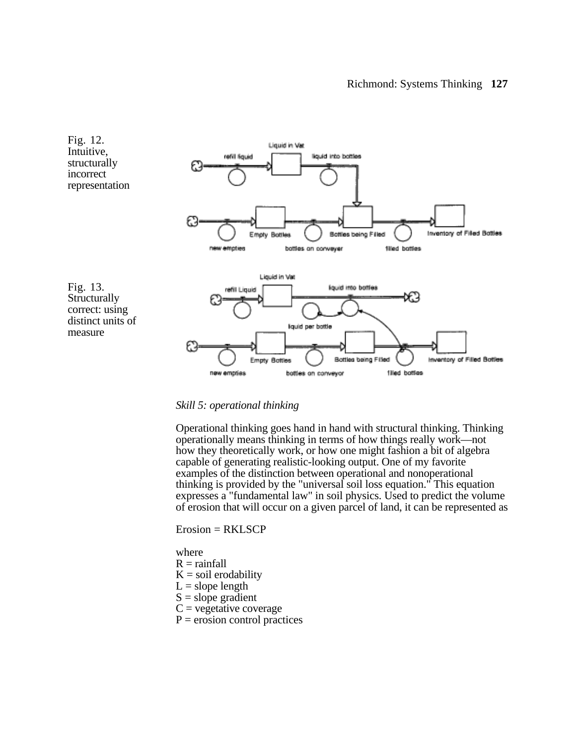Fig. 12. Intuitive, structurally incorrect representation

Fig. 13. Structurally correct: using distinct units of measure

*Skill 5: operational thinking*

Operational thinking goes hand in hand with structural thinking. Thinking operationally means thinking in terms of how things really work—not how they theoretically work, or how one might fashion a bit of algebra capable of generating realistic-looking output. One of my favorite examples of the distinction between operational and nonoperational thinking is provided by the "universal soil loss equation." This equation expresses a "fundamental law" in soil physics. Used to predict the volume of erosion that will occur on a given parcel of land, it can be represented as

Erosion = RKLSCP

where
R = rainfall
K = soil erodability
L = slope length
S = slope gradient
C = vegetative coverage
P = erosion control practices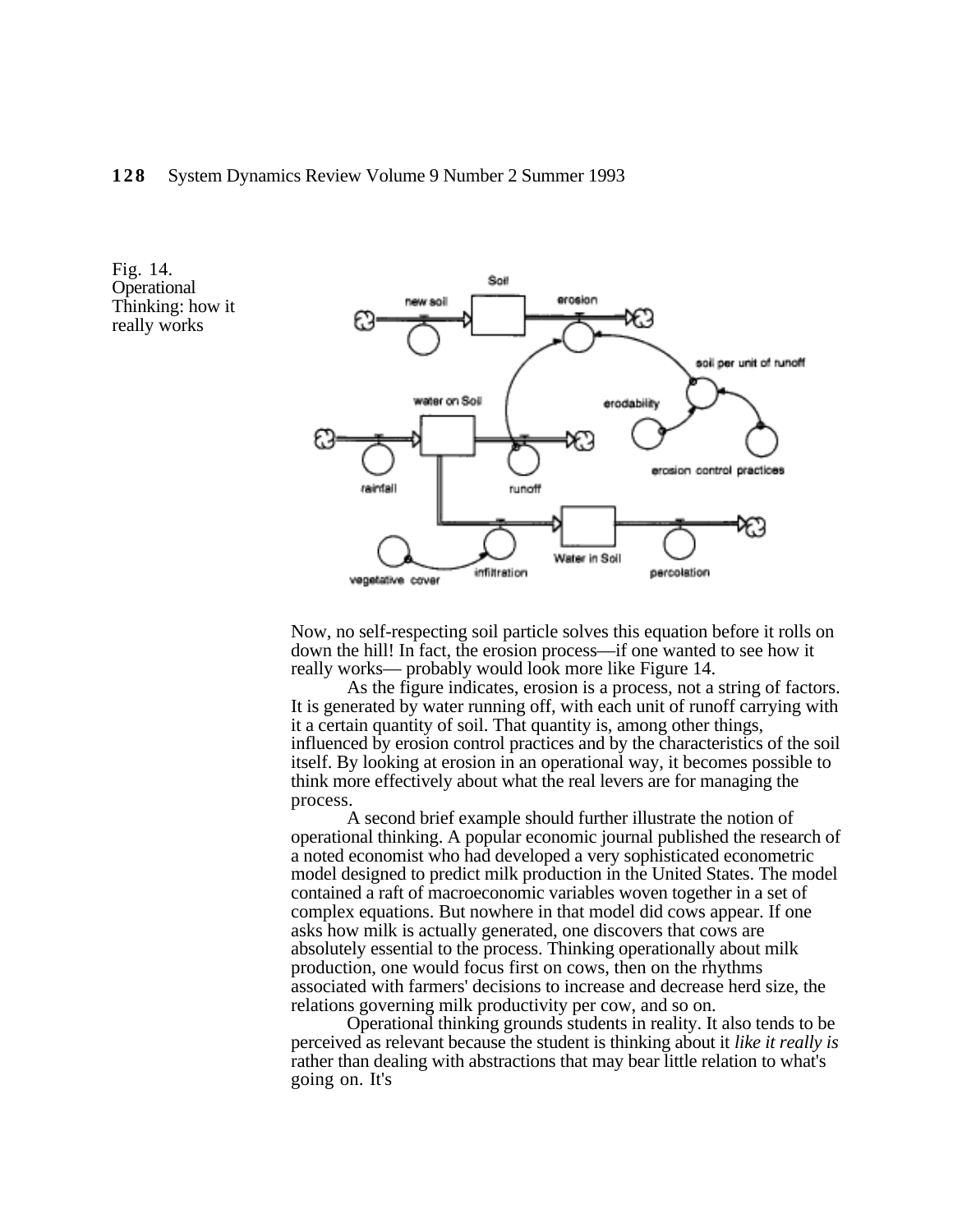Fig. 14. Operational Thinking: how it really works

Now, no self-respecting soil particle solves this equation before it rolls on down the hill! In fact, the erosion process—if one wanted to see how it really works— probably would look more like Figure 14.

As the figure indicates, erosion is a process, not a string of factors. It is generated by water running off, with each unit of runoff carrying with it a certain quantity of soil. That quantity is, among other things, influenced by erosion control practices and by the characteristics of the soil itself. By looking at erosion in an operational way, it becomes possible to think more effectively about what the real levers are for managing the process.

A second brief example should further illustrate the notion of operational thinking. A popular economic journal published the research of a noted economist who had developed a very sophisticated econometric model designed to predict milk production in the United States. The model contained a raft of macroeconomic variables woven together in a set of complex equations. But nowhere in that model did cows appear. If one asks how milk is actually generated, one discovers that cows are absolutely essential to the process. Thinking operationally about milk production, one would focus first on cows, then on the rhythms associated with farmers' decisions to increase and decrease herd size, the relations governing milk productivity per cow, and so on.

Operational thinking grounds students in reality. It also tends to be perceived as relevant because the student is thinking about it *like it really is* rather than dealing with abstractions that may bear little relation to what's going on. It's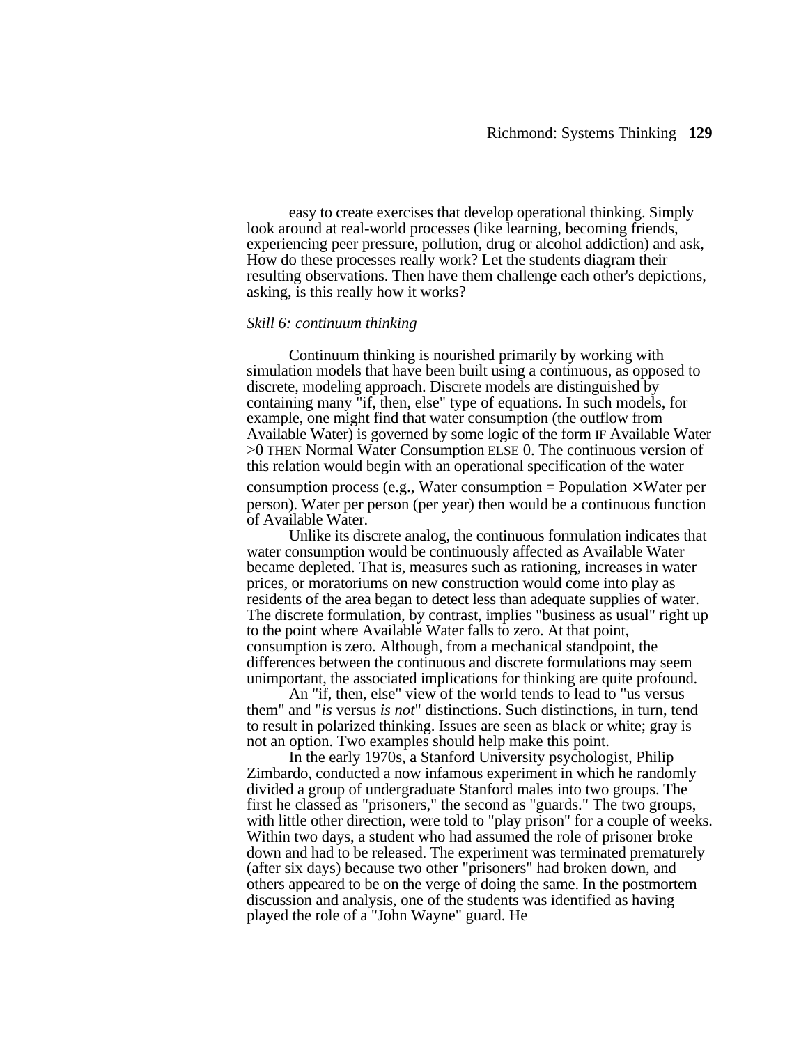easy to create exercises that develop operational thinking. Simply look around at real-world processes (like learning, becoming friends, experiencing peer pressure, pollution, drug or alcohol addiction) and ask, How do these processes really work? Let the students diagram their resulting observations. Then have them challenge each other's depictions, asking, is this really how it works?

*Skill 6: continuum thinking*

Continuum thinking is nourished primarily by working with simulation models that have been built using a continuous, as opposed to discrete, modeling approach. Discrete models are distinguished by containing many "if, then, else" type of equations. In such models, for example, one might find that water consumption (the outflow from Available Water) is governed by some logic of the form IF Available Water >0 THEN Normal Water Consumption ELSE 0. The continuous version of this relation would begin with an operational specification of the water consumption process (e.g., Water consumption = Population × Water per person). Water per person (per year) then would be a continuous function of Available Water.

Unlike its discrete analog, the continuous formulation indicates that water consumption would be continuously affected as Available Water became depleted. That is, measures such as rationing, increases in water prices, or moratoriums on new construction would come into play as residents of the area began to detect less than adequate supplies of water. The discrete formulation, by contrast, implies "business as usual" right up to the point where Available Water falls to zero. At that point, consumption is zero. Although, from a mechanical standpoint, the differences between the continuous and discrete formulations may seem unimportant, the associated implications for thinking are quite profound.

An "if, then, else" view of the world tends to lead to "us versus them" and "*is* versus *is not*" distinctions. Such distinctions, in turn, tend to result in polarized thinking. Issues are seen as black or white; gray is not an option. Two examples should help make this point.

In the early 1970s, a Stanford University psychologist, Philip Zimbardo, conducted a now infamous experiment in which he randomly divided a group of undergraduate Stanford males into two groups. The first he classed as "prisoners," the second as "guards." The two groups, with little other direction, were told to "play prison" for a couple of weeks. Within two days, a student who had assumed the role of prisoner broke down and had to be released. The experiment was terminated prematurely (after six days) because two other "prisoners" had broken down, and others appeared to be on the verge of doing the same. In the postmortem discussion and analysis, one of the students was identified as having played the role of a "John Wayne" guard. He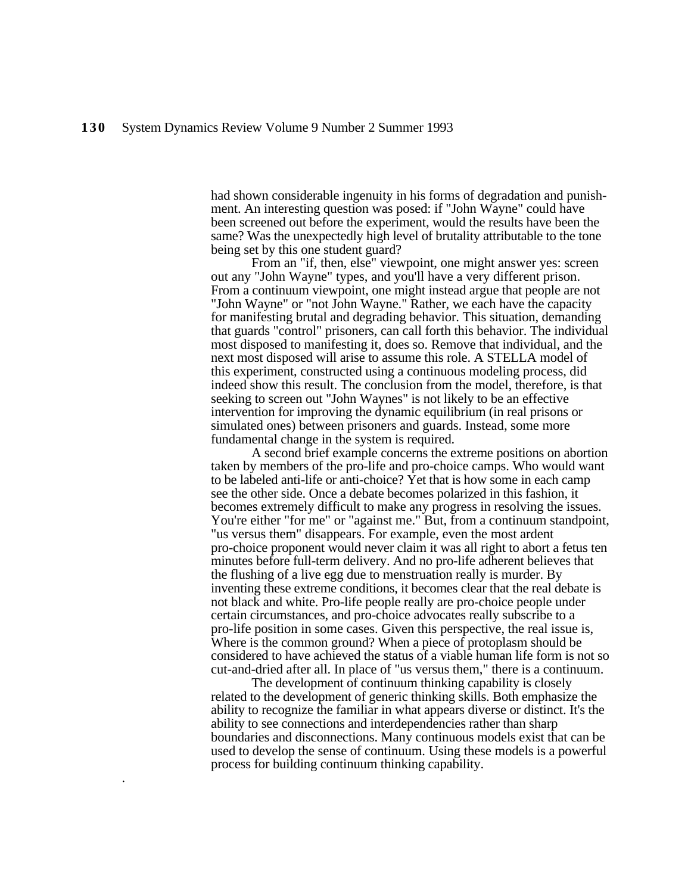had shown considerable ingenuity in his forms of degradation and punishment. An interesting question was posed: if "John Wayne" could have been screened out before the experiment, would the results have been the same? Was the unexpectedly high level of brutality attributable to the tone being set by this one student guard?

From an "if, then, else" viewpoint, one might answer yes: screen out any "John Wayne" types, and you'll have a very different prison. From a continuum viewpoint, one might instead argue that people are not "John Wayne" or "not John Wayne." Rather, we each have the capacity for manifesting brutal and degrading behavior. This situation, demanding that guards "control" prisoners, can call forth this behavior. The individual most disposed to manifesting it, does so. Remove that individual, and the next most disposed will arise to assume this role. A STELLA model of this experiment, constructed using a continuous modeling process, did indeed show this result. The conclusion from the model, therefore, is that seeking to screen out "John Waynes" is not likely to be an effective intervention for improving the dynamic equilibrium (in real prisons or simulated ones) between prisoners and guards. Instead, some more fundamental change in the system is required.

A second brief example concerns the extreme positions on abortion taken by members of the pro-life and pro-choice camps. Who would want to be labeled anti-life or anti-choice? Yet that is how some in each camp see the other side. Once a debate becomes polarized in this fashion, it becomes extremely difficult to make any progress in resolving the issues. You're either "for me" or "against me." But, from a continuum standpoint, "us versus them" disappears. For example, even the most ardent pro-choice proponent would never claim it was all right to abort a fetus ten minutes before full-term delivery. And no pro-life adherent believes that the flushing of a live egg due to menstruation really is murder. By inventing these extreme conditions, it becomes clear that the real debate is not black and white. Pro-life people really are pro-choice people under certain circumstances, and pro-choice advocates really subscribe to a pro-life position in some cases. Given this perspective, the real issue is, Where is the common ground? When a piece of protoplasm should be considered to have achieved the status of a viable human life form is not so cut-and-dried after all. In place of "us versus them," there is a continuum.

The development of continuum thinking capability is closely related to the development of generic thinking skills. Both emphasize the ability to recognize the familiar in what appears diverse or distinct. It's the ability to see connections and interdependencies rather than sharp boundaries and disconnections. Many continuous models exist that can be used to develop the sense of continuum. Using these models is a powerful process for building continuum thinking capability.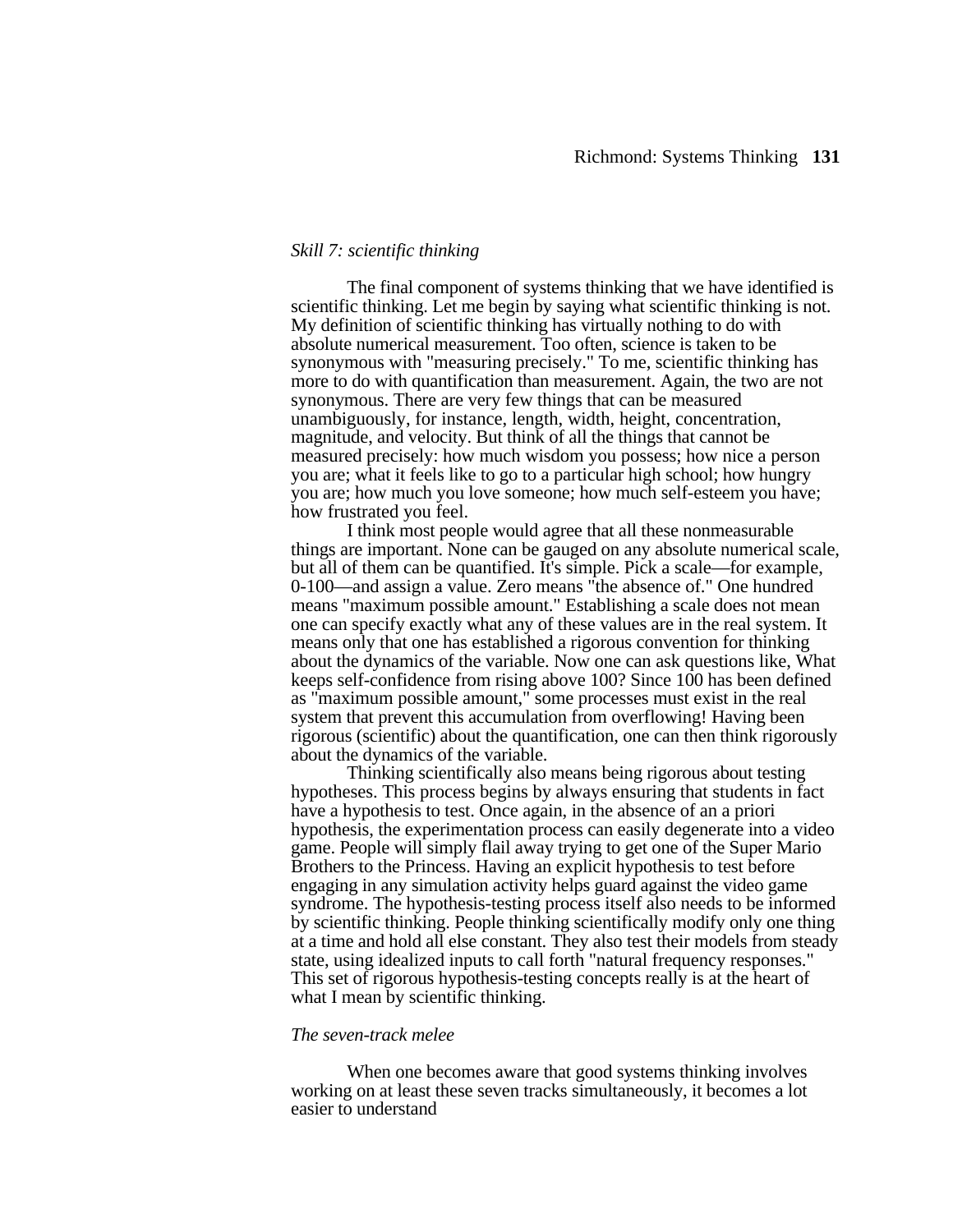*Skill 7: scientific thinking*

The final component of systems thinking that we have identified is scientific thinking. Let me begin by saying what scientific thinking is not. My definition of scientific thinking has virtually nothing to do with absolute numerical measurement. Too often, science is taken to be synonymous with "measuring precisely." To me, scientific thinking has more to do with quantification than measurement. Again, the two are not synonymous. There are very few things that can be measured unambiguously, for instance, length, width, height, concentration, magnitude, and velocity. But think of all the things that cannot be measured precisely: how much wisdom you possess; how nice a person you are; what it feels like to go to a particular high school; how hungry you are; how much you love someone; how much self-esteem you have; how frustrated you feel.

I think most people would agree that all these nonmeasurable things are important. None can be gauged on any absolute numerical scale, but all of them can be quantified. It's simple. Pick a scale—for example, 0-100—and assign a value. Zero means "the absence of." One hundred means "maximum possible amount." Establishing a scale does not mean one can specify exactly what any of these values are in the real system. It means only that one has established a rigorous convention for thinking about the dynamics of the variable. Now one can ask questions like, What keeps self-confidence from rising above 100? Since 100 has been defined as "maximum possible amount," some processes must exist in the real system that prevent this accumulation from overflowing! Having been rigorous (scientific) about the quantification, one can then think rigorously about the dynamics of the variable.

Thinking scientifically also means being rigorous about testing hypotheses. This process begins by always ensuring that students in fact have a hypothesis to test. Once again, in the absence of an a priori hypothesis, the experimentation process can easily degenerate into a video game. People will simply flail away trying to get one of the Super Mario Brothers to the Princess. Having an explicit hypothesis to test before engaging in any simulation activity helps guard against the video game syndrome. The hypothesis-testing process itself also needs to be informed by scientific thinking. People thinking scientifically modify only one thing at a time and hold all else constant. They also test their models from steady state, using idealized inputs to call forth "natural frequency responses." This set of rigorous hypothesis-testing concepts really is at the heart of what I mean by scientific thinking.

*The seven-track melee*

When one becomes aware that good systems thinking involves working on at least these seven tracks simultaneously, it becomes a lot easier to understand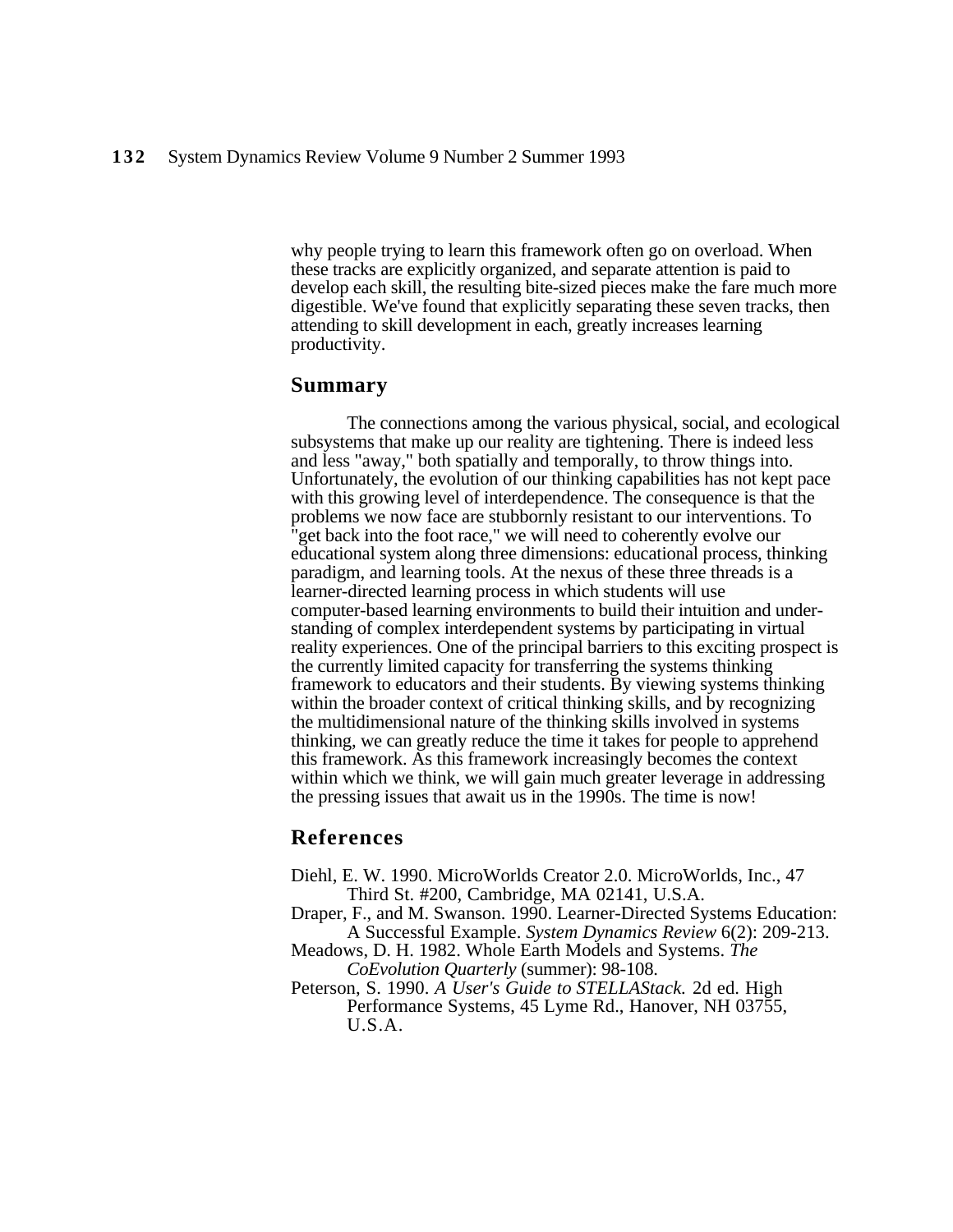why people trying to learn this framework often go on overload. When these tracks are explicitly organized, and separate attention is paid to develop each skill, the resulting bite-sized pieces make the fare much more digestible. We've found that explicitly separating these seven tracks, then attending to skill development in each, greatly increases learning productivity.

## Summary

The connections among the various physical, social, and ecological subsystems that make up our reality are tightening. There is indeed less and less "away," both spatially and temporally, to throw things into. Unfortunately, the evolution of our thinking capabilities has not kept pace with this growing level of interdependence. The consequence is that the problems we now face are stubbornly resistant to our interventions. To "get back into the foot race," we will need to coherently evolve our educational system along three dimensions: educational process, thinking paradigm, and learning tools. At the nexus of these three threads is a learner-directed learning process in which students will use computer-based learning environments to build their intuition and understanding of complex interdependent systems by participating in virtual reality experiences. One of the principal barriers to this exciting prospect is the currently limited capacity for transferring the systems thinking framework to educators and their students. By viewing systems thinking within the broader context of critical thinking skills, and by recognizing the multidimensional nature of the thinking skills involved in systems thinking, we can greatly reduce the time it takes for people to apprehend this framework. As this framework increasingly becomes the context within which we think, we will gain much greater leverage in addressing the pressing issues that await us in the 1990s. The time is now!

## References

Diehl, E. W. 1990. MicroWorlds Creator 2.0. MicroWorlds, Inc., 47 Third St. #200, Cambridge, MA 02141, U.S.A.

Draper, F., and M. Swanson. 1990. Learner-Directed Systems Education: A Successful Example. *System Dynamics Review* 6(2): 209-213.

Meadows, D. H. 1982. Whole Earth Models and Systems. *The CoEvolution Quarterly* (summer): 98-108.

Peterson, S. 1990. *A User's Guide to STELLAStack.* 2d ed. High Performance Systems, 45 Lyme Rd., Hanover, NH 03755, U.S.A.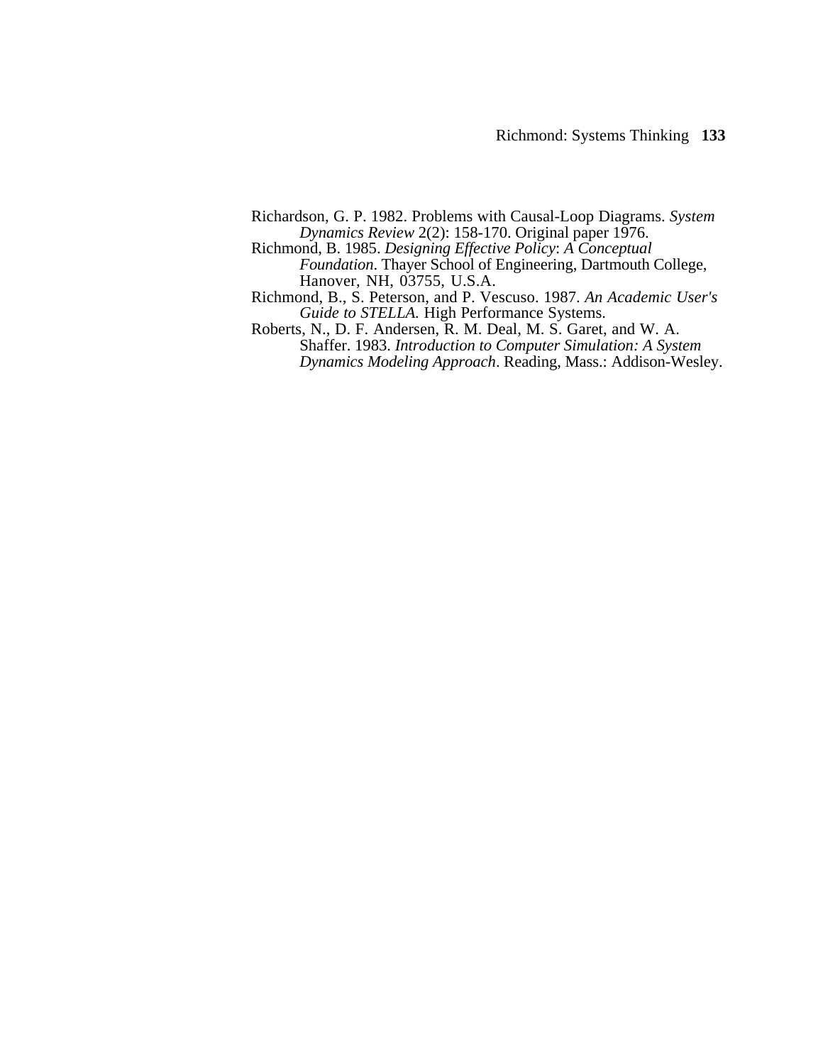Richardson, G. P. 1982. Problems with Causal-Loop Diagrams. *System Dynamics Review* 2(2): 158-170. Original paper 1976.

Richmond, B. 1985. *Designing Effective Policy*: *A Conceptual Foundation*. Thayer School of Engineering, Dartmouth College, Hanover, NH, 03755, U.S.A.

Richmond, B., S. Peterson, and P. Vescuso. 1987. *An Academic User's Guide to STELLA.* High Performance Systems.

Roberts, N., D. F. Andersen, R. M. Deal, M. S. Garet, and W. A. Shaffer. 1983. *Introduction to Computer Simulation: A System Dynamics Modeling Approach*. Reading, Mass.: Addison-Wesley.